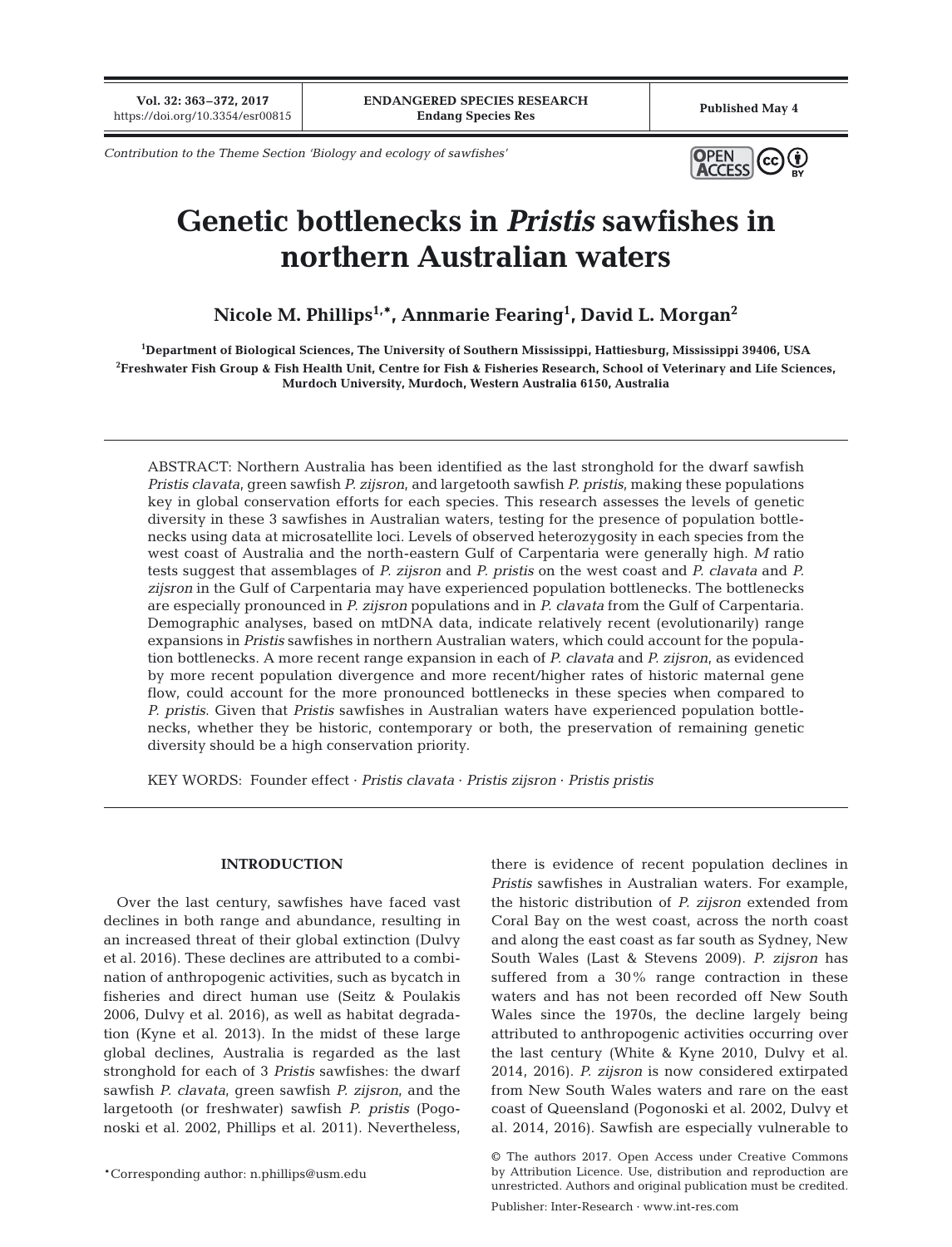Contribution to the Theme Section 'Biology and ecology of sawfishes'

# Genetic bottlenecks in *Pristis* sawfishes in northern Australian waters

**Nicole M. Phillips[1,*], Annmarie Fearing[1], David L. Morgan[2]**

[1]Department of Biological Sciences, The University of Southern Mississippi, Hattiesburg, Mississippi 39406, USA

[2]Freshwater Fish Group & Fish Health Unit, Centre for Fish & Fisheries Research, School of Veterinary and Life Sciences, Murdoch University, Murdoch, Western Australia 6150, Australia

ABSTRACT: Northern Australia has been identified as the last stronghold for the dwarf sawfish *Pristis clavata*, green sawfish *P. zijsron*, and largetooth sawfish *P. pristis*, making these populations key in global conservation efforts for each species. This research assesses the levels of genetic diversity in these 3 sawfishes in Australian waters, testing for the presence of population bottlenecks using data at microsatellite loci. Levels of observed heterozygosity in each species from the west coast of Australia and the north-eastern Gulf of Carpentaria were generally high. *M* ratio tests suggest that assemblages of *P. zijsron* and *P. pristis* on the west coast and *P. clavata* and *P. zijsron* in the Gulf of Carpentaria may have experienced population bottlenecks. The bottlenecks are especially pronounced in *P. zijsron* populations and in *P. clavata* from the Gulf of Carpentaria. Demographic analyses, based on mtDNA data, indicate relatively recent (evolutionarily) range expansions in *Pristis* sawfishes in northern Australian waters, which could account for the population bottlenecks. A more recent range expansion in each of *P. clavata* and *P. zijsron*, as evidenced by more recent population divergence and more recent/higher rates of historic maternal gene flow, could account for the more pronounced bottlenecks in these species when compared to *P. pristis*. Given that *Pristis* sawfishes in Australian waters have experienced population bottlenecks, whether they be historic, contemporary or both, the preservation of remaining genetic diversity should be a high conservation priority.

KEY WORDS: Founder effect · *Pristis clavata* · *Pristis zijsron* · *Pristis pristis*

## INTRODUCTION

Over the last century, sawfishes have faced vast declines in both range and abundance, resulting in an increased threat of their global extinction (Dulvy et al. 2016). These declines are attributed to a combination of anthropogenic activities, such as bycatch in fisheries and direct human use (Seitz & Poulakis 2006, Dulvy et al. 2016), as well as habitat degradation (Kyne et al. 2013). In the midst of these large global declines, Australia is regarded as the last stronghold for each of 3 *Pristis* sawfishes: the dwarf sawfish *P. clavata*, green sawfish *P. zijsron*, and the largetooth (or freshwater) sawfish *P. pristis* (Pogonoski et al. 2002, Phillips et al. 2011). Nevertheless, there is evidence of recent population declines in *Pristis* sawfishes in Australian waters. For example, the historic distribution of *P. zijsron* extended from Coral Bay on the west coast, across the north coast and along the east coast as far south as Sydney, New South Wales (Last & Stevens 2009). *P. zijsron* has suffered from a 30% range contraction in these waters and has not been recorded off New South Wales since the 1970s, the decline largely being attributed to anthropogenic activities occurring over the last century (White & Kyne 2010, Dulvy et al. 2014, 2016). *P. zijsron* is now considered extirpated from New South Wales waters and rare on the east coast of Queensland (Pogonoski et al. 2002, Dulvy et al. 2014, 2016). Sawfish are especially vulnerable to

*Corresponding author: n.phillips@usm.edu

© The authors 2017. Open Access under Creative Commons by Attribution Licence. Use, distribution and reproduction are unrestricted. Authors and original publication must be credited.

Publisher: Inter-Research · www.int-res.com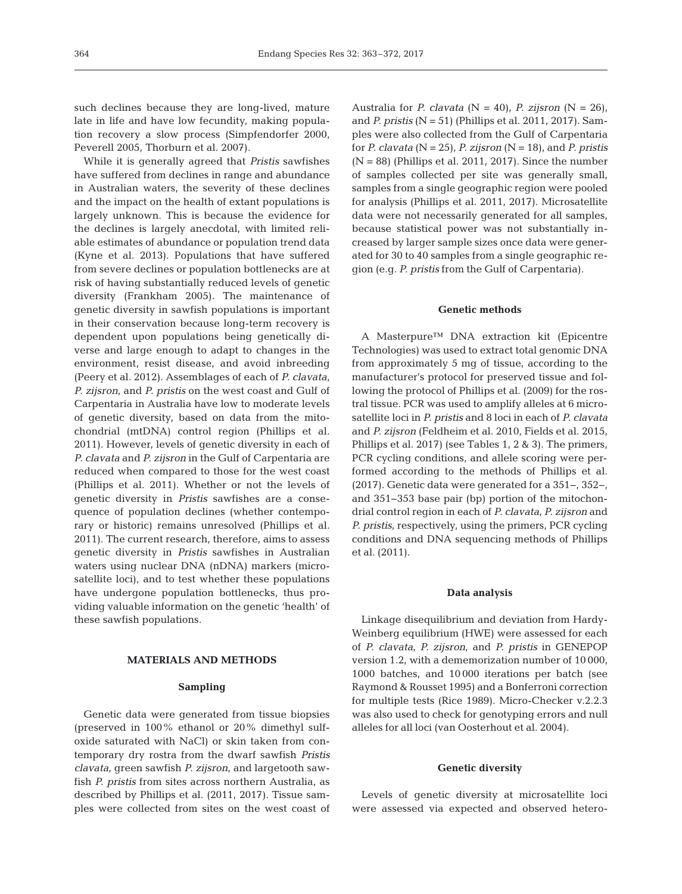such declines because they are long-lived, mature late in life and have low fecundity, making population recovery a slow process (Simpfendorfer 2000, Peverell 2005, Thorburn et al. 2007).

While it is generally agreed that *Pristis* sawfishes have suffered from declines in range and abundance in Australian waters, the severity of these declines and the impact on the health of extant populations is largely unknown. This is because the evidence for the declines is largely anecdotal, with limited reliable estimates of abundance or population trend data (Kyne et al. 2013). Populations that have suffered from severe declines or population bottlenecks are at risk of having substantially reduced levels of genetic diversity (Frankham 2005). The maintenance of genetic diversity in sawfish populations is important in their conservation because long-term recovery is dependent upon populations being genetically diverse and large enough to adapt to changes in the environment, resist disease, and avoid inbreeding (Peery et al. 2012). Assemblages of each of *P. clavata*, *P. zijsron*, and *P. pristis* on the west coast and Gulf of Carpentaria in Australia have low to moderate levels of genetic diversity, based on data from the mitochondrial (mtDNA) control region (Phillips et al. 2011). However, levels of genetic diversity in each of *P. clavata* and *P. zijsron* in the Gulf of Carpentaria are reduced when compared to those for the west coast (Phillips et al. 2011). Whether or not the levels of genetic diversity in *Pristis* sawfishes are a consequence of population declines (whether contemporary or historic) remains unresolved (Phillips et al. 2011). The current research, therefore, aims to assess genetic diversity in *Pristis* sawfishes in Australian waters using nuclear DNA (nDNA) markers (microsatellite loci), and to test whether these populations have undergone population bottlenecks, thus providing valuable information on the genetic 'health' of these sawfish populations.

## MATERIALS AND METHODS

### Sampling

Genetic data were generated from tissue biopsies (preserved in 100% ethanol or 20% dimethyl sulfoxide saturated with NaCl) or skin taken from contemporary dry rostra from the dwarf sawfish *Pristis clavata*, green sawfish *P. zijsron*, and largetooth sawfish *P. pristis* from sites across northern Australia, as described by Phillips et al. (2011, 2017). Tissue samples were collected from sites on the west coast of Australia for *P. clavata* (N = 40), *P. zijsron* (N = 26), and *P. pristis* (N = 51) (Phillips et al. 2011, 2017). Samples were also collected from the Gulf of Carpentaria for *P. clavata* (N = 25), *P. zijsron* (N = 18), and *P. pristis* (N = 88) (Phillips et al. 2011, 2017). Since the number of samples collected per site was generally small, samples from a single geographic region were pooled for analysis (Phillips et al. 2011, 2017). Microsatellite data were not necessarily generated for all samples, because statistical power was not substantially increased by larger sample sizes once data were generated for 30 to 40 samples from a single geographic region (e.g. *P. pristis* from the Gulf of Carpentaria).

### Genetic methods

A Masterpure™ DNA extraction kit (Epicentre Technologies) was used to extract total genomic DNA from approximately 5 mg of tissue, according to the manufacturer's protocol for preserved tissue and following the protocol of Phillips et al. (2009) for the rostral tissue. PCR was used to amplify alleles at 6 microsatellite loci in *P. pristis* and 8 loci in each of *P. clavata* and *P. zijsron* (Feldheim et al. 2010, Fields et al. 2015, Phillips et al. 2017) (see Tables 1, 2 & 3). The primers, PCR cycling conditions, and allele scoring were performed according to the methods of Phillips et al. (2017). Genetic data were generated for a 351−, 352−, and 351−353 base pair (bp) portion of the mitochondrial control region in each of *P. clavata*, *P. zijsron* and *P. pristis*, respectively, using the primers, PCR cycling conditions and DNA sequencing methods of Phillips et al. (2011).

### Data analysis

Linkage disequilibrium and deviation from Hardy-Weinberg equilibrium (HWE) were assessed for each of *P. clavata*, *P. zijsron*, and *P. pristis* in GENEPOP version 1.2, with a dememorization number of 10000, 1000 batches, and 10000 iterations per batch (see Raymond & Rousset 1995) and a Bonferroni correction for multiple tests (Rice 1989). Micro-Checker v.2.2.3 was also used to check for genotyping errors and null alleles for all loci (van Oosterhout et al. 2004).

### Genetic diversity

Levels of genetic diversity at microsatellite loci were assessed via expected and observed hetero-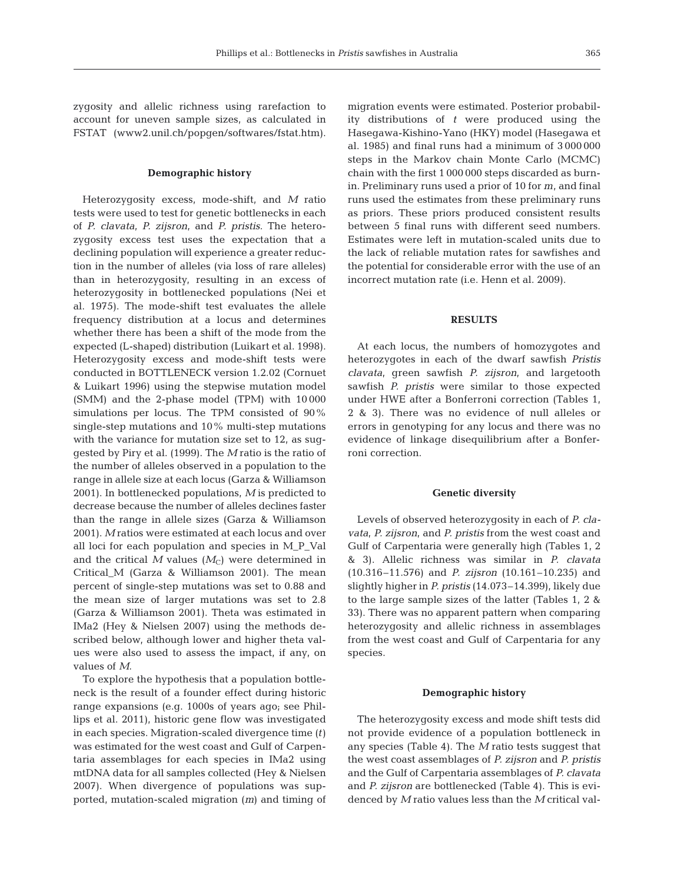zygosity and allelic richness using rarefaction to account for uneven sample sizes, as calculated in FSTAT (www2.unil.ch/popgen/softwares/fstat.htm).

### Demographic history

Heterozygosity excess, mode-shift, and *M* ratio tests were used to test for genetic bottlenecks in each of *P. clavata*, *P. zijsron*, and *P. pristis*. The heterozygosity excess test uses the expectation that a declining population will experience a greater reduction in the number of alleles (via loss of rare alleles) than in heterozygosity, resulting in an excess of heterozygosity in bottlenecked populations (Nei et al. 1975). The mode-shift test evaluates the allele frequency distribution at a locus and determines whether there has been a shift of the mode from the expected (L-shaped) distribution (Luikart et al. 1998). Heterozygosity excess and mode-shift tests were conducted in BOTTLENECK version 1.2.02 (Cornuet & Luikart 1996) using the stepwise mutation model (SMM) and the 2-phase model (TPM) with 10 000 simulations per locus. The TPM consisted of 90% single-step mutations and 10% multi-step mutations with the variance for mutation size set to 12, as suggested by Piry et al. (1999). The *M* ratio is the ratio of the number of alleles observed in a population to the range in allele size at each locus (Garza & Williamson 2001). In bottlenecked populations, *M* is predicted to decrease because the number of alleles declines faster than the range in allele sizes (Garza & Williamson 2001). *M* ratios were estimated at each locus and over all loci for each population and species in M_P_Val and the critical *M* values ($M_C$) were determined in Critical_M (Garza & Williamson 2001). The mean percent of single-step mutations was set to 0.88 and the mean size of larger mutations was set to 2.8 (Garza & Williamson 2001). Theta was estimated in IMa2 (Hey & Nielsen 2007) using the methods described below, although lower and higher theta values were also used to assess the impact, if any, on values of *M*.

To explore the hypothesis that a population bottleneck is the result of a founder effect during historic range expansions (e.g. 1000s of years ago; see Phillips et al. 2011), historic gene flow was investigated in each species. Migration-scaled divergence time (*t*) was estimated for the west coast and Gulf of Carpentaria assemblages for each species in IMa2 using mtDNA data for all samples collected (Hey & Nielsen 2007). When divergence of populations was supported, mutation-scaled migration (*m*) and timing of migration events were estimated. Posterior probability distributions of *t* were produced using the Hasegawa-Kishino-Yano (HKY) model (Hasegawa et al. 1985) and final runs had a minimum of 3 000 000 steps in the Markov chain Monte Carlo (MCMC) chain with the first 1 000 000 steps discarded as burn-in. Preliminary runs used a prior of 10 for *m*, and final runs used the estimates from these preliminary runs as priors. These priors produced consistent results between 5 final runs with different seed numbers. Estimates were left in mutation-scaled units due to the lack of reliable mutation rates for sawfishes and the potential for considerable error with the use of an incorrect mutation rate (i.e. Henn et al. 2009).

## RESULTS

At each locus, the numbers of homozygotes and heterozygotes in each of the dwarf sawfish *Pristis clavata*, green sawfish *P. zijsron*, and largetooth sawfish *P. pristis* were similar to those expected under HWE after a Bonferroni correction (Tables 1, 2 & 3). There was no evidence of null alleles or errors in genotyping for any locus and there was no evidence of linkage disequilibrium after a Bonferroni correction.

### Genetic diversity

Levels of observed heterozygosity in each of *P. clavata*, *P. zijsron*, and *P. pristis* from the west coast and Gulf of Carpentaria were generally high (Tables 1, 2 & 3). Allelic richness was similar in *P. clavata* (10.316–11.576) and *P. zijsron* (10.161–10.235) and slightly higher in *P. pristis* (14.073–14.399), likely due to the large sample sizes of the latter (Tables 1, 2 & 33). There was no apparent pattern when comparing heterozygosity and allelic richness in assemblages from the west coast and Gulf of Carpentaria for any species.

### Demographic history

The heterozygosity excess and mode shift tests did not provide evidence of a population bottleneck in any species (Table 4). The *M* ratio tests suggest that the west coast assemblages of *P. zijsron* and *P. pristis* and the Gulf of Carpentaria assemblages of *P. clavata* and *P. zijsron* are bottlenecked (Table 4). This is evidenced by *M* ratio values less than the *M* critical val-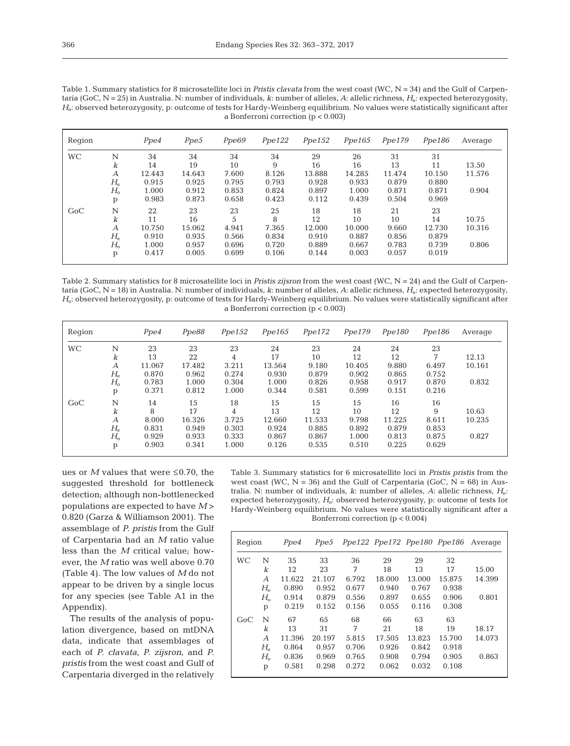Table 1. Summary statistics for 8 microsatellite loci in *Pristis clavata* from the west coast (WC, N = 34) and the Gulf of Carpentaria (GoC, N = 25) in Australia. N: number of individuals, *k*: number of alleles, *A*: allelic richness, $H_e$: expected heterozygosity, $H_o$: observed heterozygosity, p: outcome of tests for Hardy-Weinberg equilibrium. No values were statistically significant after a Bonferroni correction (p < 0.003)

| Region | | *Ppe4* | *Ppe5* | *Ppe69* | *Ppe122* | *Ppe152* | *Ppe165* | *Ppe179* | *Ppe186* | Average |
|---|---|---|---|---|---|---|---|---|---|---|
| WC | N | 34 | 34 | 34 | 34 | 29 | 26 | 31 | 31 | |
| | *k* | 14 | 19 | 10 | 9 | 16 | 16 | 13 | 11 | 13.50 |
| | *A* | 12.443 | 14.643 | 7.600 | 8.126 | 13.888 | 14.285 | 11.474 | 10.150 | 11.576 |
| | $H_e$ | 0.915 | 0.925 | 0.795 | 0.793 | 0.928 | 0.933 | 0.879 | 0.880 | |
| | $H_o$ | 1.000 | 0.912 | 0.853 | 0.824 | 0.897 | 1.000 | 0.871 | 0.871 | 0.904 |
| | p | 0.983 | 0.873 | 0.658 | 0.423 | 0.112 | 0.439 | 0.504 | 0.969 | |
| GoC | N | 22 | 23 | 23 | 25 | 18 | 18 | 21 | 23 | |
| | *k* | 11 | 16 | 5 | 8 | 12 | 10 | 10 | 14 | 10.75 |
| | *A* | 10.750 | 15.062 | 4.941 | 7.365 | 12.000 | 10.000 | 9.660 | 12.730 | 10.316 |
| | $H_e$ | 0.910 | 0.935 | 0.566 | 0.834 | 0.910 | 0.887 | 0.856 | 0.879 | |
| | $H_o$ | 1.000 | 0.957 | 0.696 | 0.720 | 0.889 | 0.667 | 0.783 | 0.739 | 0.806 |
| | p | 0.417 | 0.005 | 0.699 | 0.106 | 0.144 | 0.003 | 0.057 | 0.019 | |

Table 2. Summary statistics for 8 microsatellite loci in *Pristis zijsron* from the west coast (WC, N = 24) and the Gulf of Carpentaria (GoC, N = 18) in Australia. N: number of individuals, *k*: number of alleles, *A*: allelic richness, $H_e$: expected heterozygosity, $H_o$: observed heterozygosity, p: outcome of tests for Hardy-Weinberg equilibrium. No values were statistically significant after a Bonferroni correction (p < 0.003)

| Region | | *Ppe4* | *Ppe88* | *Ppe152* | *Ppe165* | *Ppe172* | *Ppe179* | *Ppe180* | *Ppe186* | Average |
|---|---|---|---|---|---|---|---|---|---|---|
| WC | N | 23 | 23 | 23 | 24 | 23 | 24 | 24 | 23 | |
| | *k* | 13 | 22 | 4 | 17 | 10 | 12 | 12 | 7 | 12.13 |
| | *A* | 11.067 | 17.482 | 3.211 | 13.564 | 9.180 | 10.405 | 9.880 | 6.497 | 10.161 |
| | $H_e$ | 0.870 | 0.962 | 0.274 | 0.930 | 0.879 | 0.902 | 0.865 | 0.752 | |
| | $H_o$ | 0.783 | 1.000 | 0.304 | 1.000 | 0.826 | 0.958 | 0.917 | 0.870 | 0.832 |
| | p | 0.371 | 0.812 | 1.000 | 0.344 | 0.581 | 0.599 | 0.151 | 0.216 | |
| GoC | N | 14 | 15 | 18 | 15 | 15 | 15 | 16 | 16 | |
| | *k* | 8 | 17 | 4 | 13 | 12 | 10 | 12 | 9 | 10.63 |
| | *A* | 8.000 | 16.326 | 3.725 | 12.660 | 11.533 | 9.798 | 11.225 | 8.611 | 10.235 |
| | $H_e$ | 0.831 | 0.949 | 0.303 | 0.924 | 0.885 | 0.892 | 0.879 | 0.853 | |
| | $H_o$ | 0.929 | 0.933 | 0.333 | 0.867 | 0.867 | 1.000 | 0.813 | 0.875 | 0.827 |
| | p | 0.903 | 0.341 | 1.000 | 0.126 | 0.535 | 0.510 | 0.225 | 0.629 | |

ues or *M* values that were ≤0.70, the suggested threshold for bottleneck detection; although non-bottlenecked populations are expected to have *M* > 0.820 (Garza & Williamson 2001). The assemblage of *P. pristis* from the Gulf of Carpentaria had an *M* ratio value less than the *M* critical value; however, the *M* ratio was well above 0.70 (Table 4). The low values of *M* do not appear to be driven by a single locus for any species (see Table A1 in the Appendix).

The results of the analysis of population divergence, based on mtDNA data, indicate that assemblages of each of *P. clavata*, *P. zijsron*, and *P. pristis* from the west coast and Gulf of Carpentaria diverged in the relatively

Table 3. Summary statistics for 6 microsatellite loci in *Pristis pristis* from the west coast (WC, N = 36) and the Gulf of Carpentaria (GoC, N = 68) in Australia. N: number of individuals, *k*: number of alleles, *A*: allelic richness, $H_e$: expected heterozygosity, $H_o$: observed heterozygosity, p: outcome of tests for Hardy-Weinberg equilibrium. No values were statistically significant after a Bonferroni correction (p < 0.004)

| Region | | *Ppe4* | *Ppe5* | *Ppe122* | *Ppe172* | *Ppe180* | *Ppe186* | Average |
|---|---|---|---|---|---|---|---|---|
| WC | N | 35 | 33 | 36 | 29 | 29 | 32 | |
| | *k* | 12 | 23 | 7 | 18 | 13 | 17 | 15.00 |
| | *A* | 11.622 | 21.107 | 6.792 | 18.000 | 13.000 | 15.875 | 14.399 |
| | $H_e$ | 0.914 | 0.952 | 0.677 | 0.940 | 0.767 | 0.938 | |
| | $H_o$ | 0.914 | 0.879 | 0.556 | 0.897 | 0.655 | 0.906 | 0.801 |
| | p | 0.219 | 0.152 | 0.156 | 0.055 | 0.116 | 0.308 | |
| GoC | N | 67 | 65 | 68 | 66 | 63 | 63 | |
| | *k* | 13 | 31 | 7 | 21 | 18 | 19 | 18.17 |
| | *A* | 11.396 | 20.197 | 5.815 | 17.505 | 13.823 | 15.700 | 14.073 |
| | $H_e$ | 0.864 | 0.957 | 0.706 | 0.926 | 0.842 | 0.918 | |
| | $H_o$ | 0.836 | 0.969 | 0.765 | 0.908 | 0.794 | 0.905 | 0.863 |
| | p | 0.581 | 0.298 | 0.272 | 0.062 | 0.032 | 0.108 | |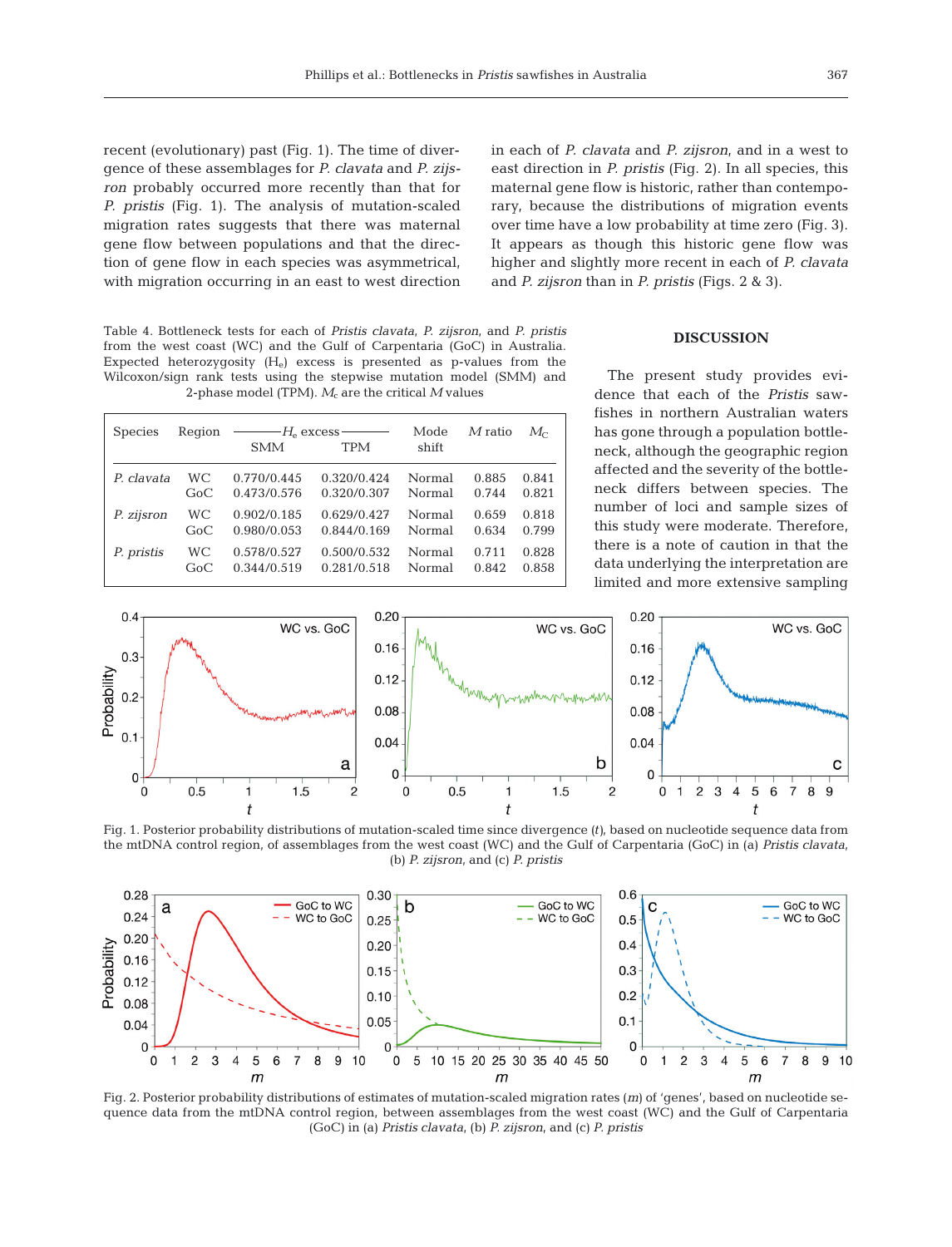recent (evolutionary) past (Fig. 1). The time of divergence of these assemblages for *P. clavata* and *P. zijsron* probably occurred more recently than that for *P. pristis* (Fig. 1). The analysis of mutation-scaled migration rates suggests that there was maternal gene flow between populations and that the direction of gene flow in each species was asymmetrical, with migration occurring in an east to west direction in each of *P. clavata* and *P. zijsron*, and in a west to east direction in *P. pristis* (Fig. 2). In all species, this maternal gene flow is historic, rather than contemporary, because the distributions of migration events over time have a low probability at time zero (Fig. 3). It appears as though this historic gene flow was higher and slightly more recent in each of *P. clavata* and *P. zijsron* than in *P. pristis* (Figs. 2 & 3).

Table 4. Bottleneck tests for each of *Pristis clavata*, *P. zijsron*, and *P. pristis* from the west coast (WC) and the Gulf of Carpentaria (GoC) in Australia. Expected heterozygosity ($H_e$) excess is presented as p-values from the Wilcoxon/sign rank tests using the stepwise mutation model (SMM) and 2-phase model (TPM). $M_c$ are the critical $M$ values

| Species | Region | $H_e$ excess SMM | $H_e$ excess TPM | Mode shift | $M$ ratio | $M_C$ |
|---|---|---|---|---|---|---|
| *P. clavata* | WC | 0.770/0.445 | 0.320/0.424 | Normal | 0.885 | 0.841 |
| | GoC | 0.473/0.576 | 0.320/0.307 | Normal | 0.744 | 0.821 |
| *P. zijsron* | WC | 0.902/0.185 | 0.629/0.427 | Normal | 0.659 | 0.818 |
| | GoC | 0.980/0.053 | 0.844/0.169 | Normal | 0.634 | 0.799 |
| *P. pristis* | WC | 0.578/0.527 | 0.500/0.532 | Normal | 0.711 | 0.828 |
| | GoC | 0.344/0.519 | 0.281/0.518 | Normal | 0.842 | 0.858 |

## DISCUSSION

The present study provides evidence that each of the *Pristis* sawfishes in northern Australian waters has gone through a population bottleneck, although the geographic region affected and the severity of the bottleneck differs between species. The number of loci and sample sizes of this study were moderate. Therefore, there is a note of caution in that the data underlying the interpretation are limited and more extensive sampling

Fig. 1. Posterior probability distributions of mutation-scaled time since divergence ($t$), based on nucleotide sequence data from the mtDNA control region, of assemblages from the west coast (WC) and the Gulf of Carpentaria (GoC) in (a) *Pristis clavata*, (b) *P. zijsron*, and (c) *P. pristis*

Fig. 2. Posterior probability distributions of estimates of mutation-scaled migration rates ($m$) of 'genes', based on nucleotide sequence data from the mtDNA control region, between assemblages from the west coast (WC) and the Gulf of Carpentaria (GoC) in (a) *Pristis clavata*, (b) *P. zijsron*, and (c) *P. pristis*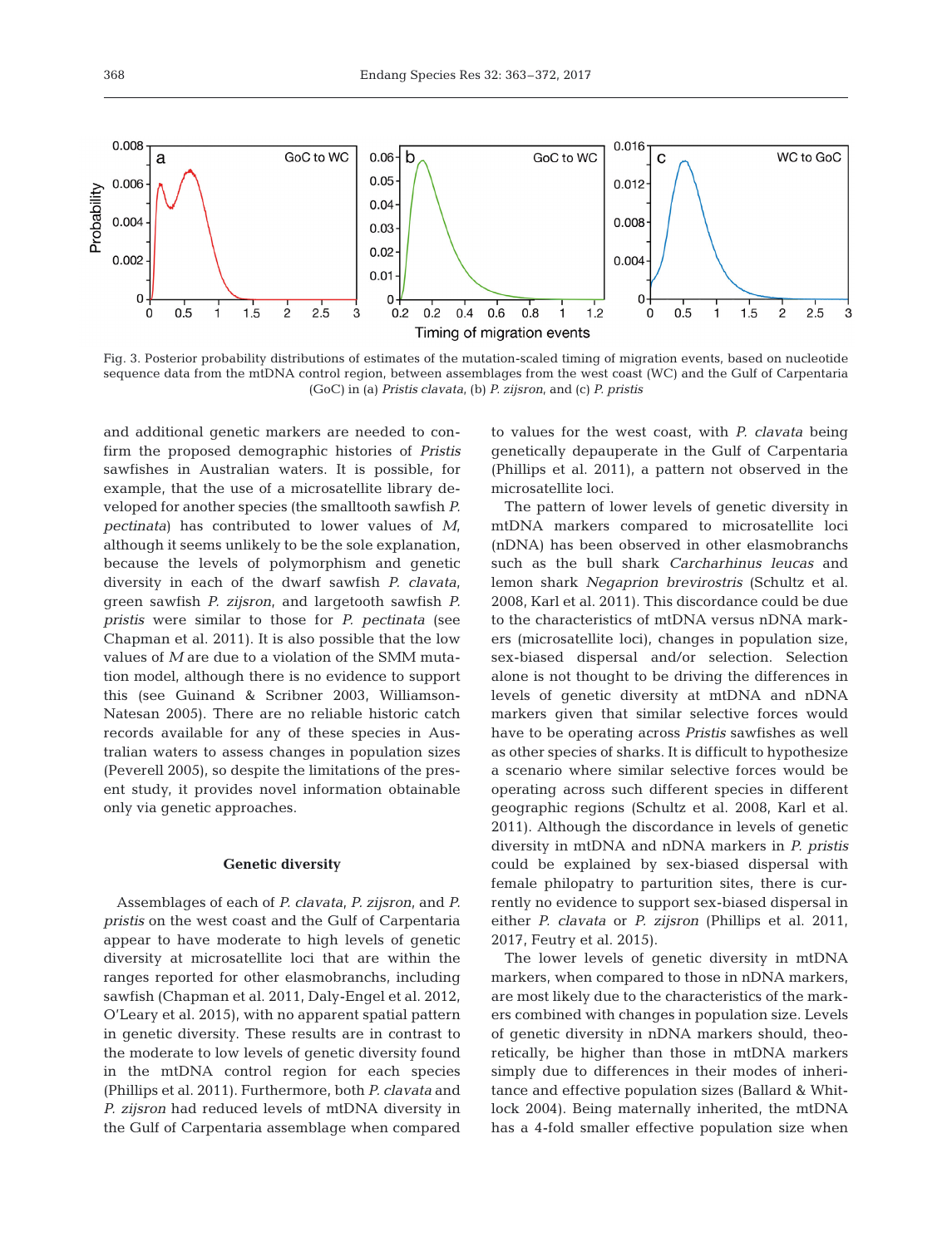Fig. 3. Posterior probability distributions of estimates of the mutation-scaled timing of migration events, based on nucleotide sequence data from the mtDNA control region, between assemblages from the west coast (WC) and the Gulf of Carpentaria (GoC) in (a) *Pristis clavata*, (b) *P. zijsron*, and (c) *P. pristis*

and additional genetic markers are needed to confirm the proposed demographic histories of *Pristis* sawfishes in Australian waters. It is possible, for example, that the use of a microsatellite library developed for another species (the smalltooth sawfish *P. pectinata*) has contributed to lower values of *M*, although it seems unlikely to be the sole explanation, because the levels of polymorphism and genetic diversity in each of the dwarf sawfish *P. clavata*, green sawfish *P. zijsron*, and largetooth sawfish *P. pristis* were similar to those for *P. pectinata* (see Chapman et al. 2011). It is also possible that the low values of *M* are due to a violation of the SMM mutation model, although there is no evidence to support this (see Guinand & Scribner 2003, Williamson-Natesan 2005). There are no reliable historic catch records available for any of these species in Australian waters to assess changes in population sizes (Peverell 2005), so despite the limitations of the present study, it provides novel information obtainable only via genetic approaches.

### Genetic diversity

Assemblages of each of *P. clavata*, *P. zijsron*, and *P. pristis* on the west coast and the Gulf of Carpentaria appear to have moderate to high levels of genetic diversity at microsatellite loci that are within the ranges reported for other elasmobranchs, including sawfish (Chapman et al. 2011, Daly-Engel et al. 2012, O'Leary et al. 2015), with no apparent spatial pattern in genetic diversity. These results are in contrast to the moderate to low levels of genetic diversity found in the mtDNA control region for each species (Phillips et al. 2011). Furthermore, both *P. clavata* and *P. zijsron* had reduced levels of mtDNA diversity in the Gulf of Carpentaria assemblage when compared to values for the west coast, with *P. clavata* being genetically depauperate in the Gulf of Carpentaria (Phillips et al. 2011), a pattern not observed in the microsatellite loci.

The pattern of lower levels of genetic diversity in mtDNA markers compared to microsatellite loci (nDNA) has been observed in other elasmobranchs such as the bull shark *Carcharhinus leucas* and lemon shark *Negaprion brevirostris* (Schultz et al. 2008, Karl et al. 2011). This discordance could be due to the characteristics of mtDNA versus nDNA markers (microsatellite loci), changes in population size, sex-biased dispersal and/or selection. Selection alone is not thought to be driving the differences in levels of genetic diversity at mtDNA and nDNA markers given that similar selective forces would have to be operating across *Pristis* sawfishes as well as other species of sharks. It is difficult to hypothesize a scenario where similar selective forces would be operating across such different species in different geographic regions (Schultz et al. 2008, Karl et al. 2011). Although the discordance in levels of genetic diversity in mtDNA and nDNA markers in *P. pristis* could be explained by sex-biased dispersal with female philopatry to parturition sites, there is currently no evidence to support sex-biased dispersal in either *P. clavata* or *P. zijsron* (Phillips et al. 2011, 2017, Feutry et al. 2015).

The lower levels of genetic diversity in mtDNA markers, when compared to those in nDNA markers, are most likely due to the characteristics of the markers combined with changes in population size. Levels of genetic diversity in nDNA markers should, theoretically, be higher than those in mtDNA markers simply due to differences in their modes of inheritance and effective population sizes (Ballard & Whitlock 2004). Being maternally inherited, the mtDNA has a 4-fold smaller effective population size when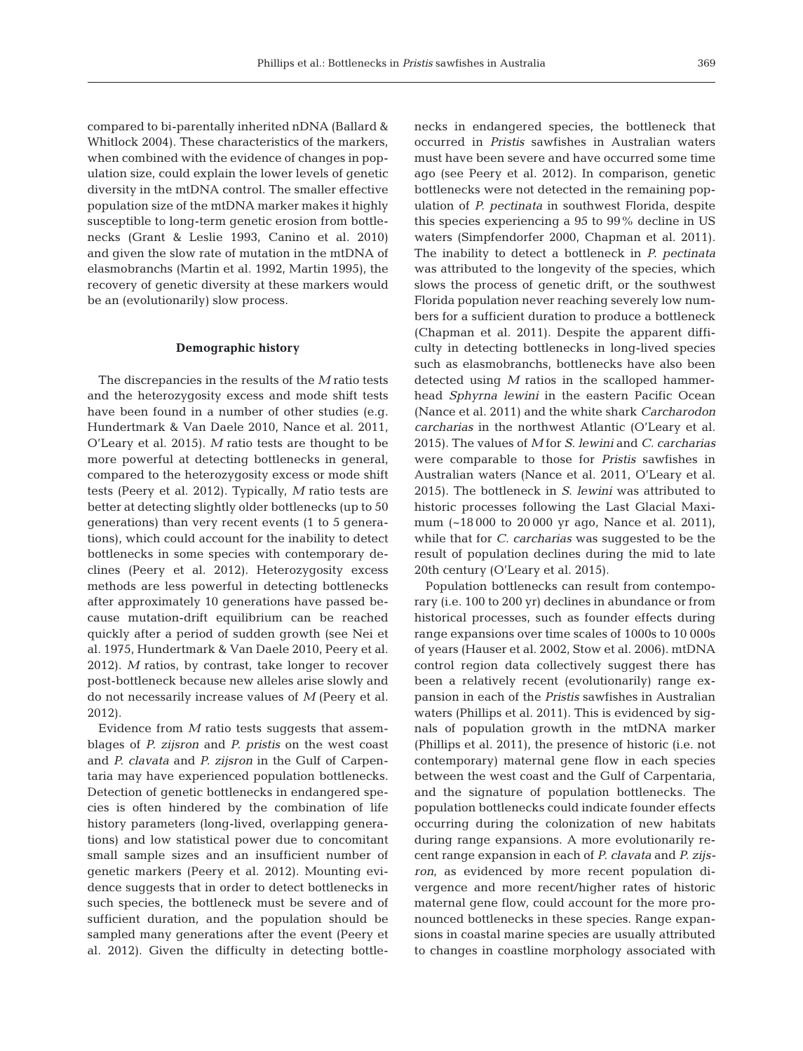compared to bi-parentally inherited nDNA (Ballard & Whitlock 2004). These characteristics of the markers, when combined with the evidence of changes in population size, could explain the lower levels of genetic diversity in the mtDNA control. The smaller effective population size of the mtDNA marker makes it highly susceptible to long-term genetic erosion from bottlenecks (Grant & Leslie 1993, Canino et al. 2010) and given the slow rate of mutation in the mtDNA of elasmobranchs (Martin et al. 1992, Martin 1995), the recovery of genetic diversity at these markers would be an (evolutionarily) slow process.

### Demographic history

The discrepancies in the results of the *M* ratio tests and the heterozygosity excess and mode shift tests have been found in a number of other studies (e.g. Hundertmark & Van Daele 2010, Nance et al. 2011, O'Leary et al. 2015). *M* ratio tests are thought to be more powerful at detecting bottlenecks in general, compared to the heterozygosity excess or mode shift tests (Peery et al. 2012). Typically, *M* ratio tests are better at detecting slightly older bottlenecks (up to 50 generations) than very recent events (1 to 5 generations), which could account for the inability to detect bottlenecks in some species with contemporary declines (Peery et al. 2012). Heterozygosity excess methods are less powerful in detecting bottlenecks after approximately 10 generations have passed because mutation-drift equilibrium can be reached quickly after a period of sudden growth (see Nei et al. 1975, Hundertmark & Van Daele 2010, Peery et al. 2012). *M* ratios, by contrast, take longer to recover post-bottleneck because new alleles arise slowly and do not necessarily increase values of *M* (Peery et al. 2012).

Evidence from *M* ratio tests suggests that assemblages of *P. zijsron* and *P. pristis* on the west coast and *P. clavata* and *P. zijsron* in the Gulf of Carpentaria may have experienced population bottlenecks. Detection of genetic bottlenecks in endangered species is often hindered by the combination of life history parameters (long-lived, overlapping generations) and low statistical power due to concomitant small sample sizes and an insufficient number of genetic markers (Peery et al. 2012). Mounting evidence suggests that in order to detect bottlenecks in such species, the bottleneck must be severe and of sufficient duration, and the population should be sampled many generations after the event (Peery et al. 2012). Given the difficulty in detecting bottlenecks in endangered species, the bottleneck that occurred in *Pristis* sawfishes in Australian waters must have been severe and have occurred some time ago (see Peery et al. 2012). In comparison, genetic bottlenecks were not detected in the remaining population of *P. pectinata* in southwest Florida, despite this species experiencing a 95 to 99% decline in US waters (Simpfendorfer 2000, Chapman et al. 2011). The inability to detect a bottleneck in *P. pectinata* was attributed to the longevity of the species, which slows the process of genetic drift, or the southwest Florida population never reaching severely low numbers for a sufficient duration to produce a bottleneck (Chapman et al. 2011). Despite the apparent difficulty in detecting bottlenecks in long-lived species such as elasmobranchs, bottlenecks have also been detected using *M* ratios in the scalloped hammerhead *Sphyrna lewini* in the eastern Pacific Ocean (Nance et al. 2011) and the white shark *Carcharodon carcharias* in the northwest Atlantic (O'Leary et al. 2015). The values of *M* for *S. lewini* and *C. carcharias* were comparable to those for *Pristis* sawfishes in Australian waters (Nance et al. 2011, O'Leary et al. 2015). The bottleneck in *S. lewini* was attributed to historic processes following the Last Glacial Maximum (~18 000 to 20 000 yr ago, Nance et al. 2011), while that for *C. carcharias* was suggested to be the result of population declines during the mid to late 20th century (O'Leary et al. 2015).

Population bottlenecks can result from contemporary (i.e. 100 to 200 yr) declines in abundance or from historical processes, such as founder effects during range expansions over time scales of 1000s to 10 000s of years (Hauser et al. 2002, Stow et al. 2006). mtDNA control region data collectively suggest there has been a relatively recent (evolutionarily) range expansion in each of the *Pristis* sawfishes in Australian waters (Phillips et al. 2011). This is evidenced by signals of population growth in the mtDNA marker (Phillips et al. 2011), the presence of historic (i.e. not contemporary) maternal gene flow in each species between the west coast and the Gulf of Carpentaria, and the signature of population bottlenecks. The population bottlenecks could indicate founder effects occurring during the colonization of new habitats during range expansions. A more evolutionarily recent range expansion in each of *P. clavata* and *P. zijsron*, as evidenced by more recent population divergence and more recent/higher rates of historic maternal gene flow, could account for the more pronounced bottlenecks in these species. Range expansions in coastal marine species are usually attributed to changes in coastline morphology associated with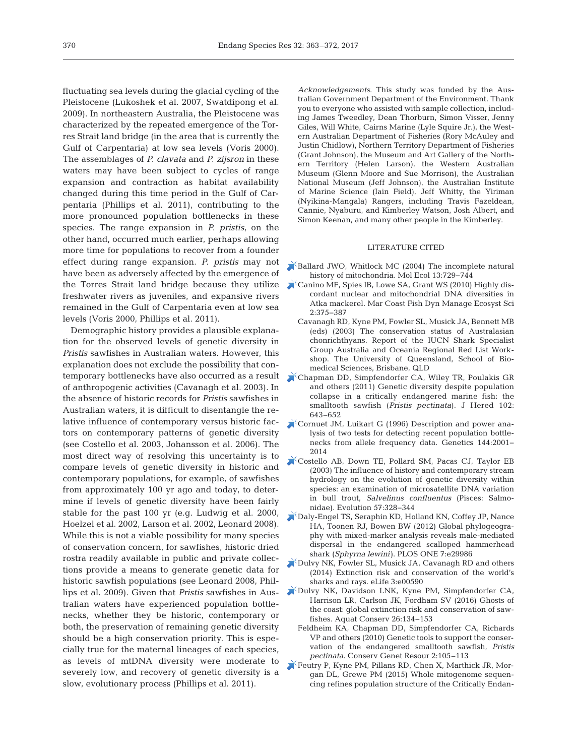fluctuating sea levels during the glacial cycling of the Pleistocene (Lukoshek et al. 2007, Swatdipong et al. 2009). In northeastern Australia, the Pleistocene was characterized by the repeated emergence of the Torres Strait land bridge (in the area that is currently the Gulf of Carpentaria) at low sea levels (Voris 2000). The assemblages of *P. clavata* and *P. zijsron* in these waters may have been subject to cycles of range expansion and contraction as habitat availability changed during this time period in the Gulf of Carpentaria (Phillips et al. 2011), contributing to the more pronounced population bottlenecks in these species. The range expansion in *P. pristis*, on the other hand, occurred much earlier, perhaps allowing more time for populations to recover from a founder effect during range expansion. *P. pristis* may not have been as adversely affected by the emergence of the Torres Strait land bridge because they utilize freshwater rivers as juveniles, and expansive rivers remained in the Gulf of Carpentaria even at low sea levels (Voris 2000, Phillips et al. 2011).

Demographic history provides a plausible explanation for the observed levels of genetic diversity in *Pristis* sawfishes in Australian waters. However, this explanation does not exclude the possibility that contemporary bottlenecks have also occurred as a result of anthropogenic activities (Cavanagh et al. 2003). In the absence of historic records for *Pristis* sawfishes in Australian waters, it is difficult to disentangle the relative influence of contemporary versus historic factors on contemporary patterns of genetic diversity (see Costello et al. 2003, Johansson et al. 2006). The most direct way of resolving this uncertainty is to compare levels of genetic diversity in historic and contemporary populations, for example, of sawfishes from approximately 100 yr ago and today, to determine if levels of genetic diversity have been fairly stable for the past 100 yr (e.g. Ludwig et al. 2000, Hoelzel et al. 2002, Larson et al. 2002, Leonard 2008). While this is not a viable possibility for many species of conservation concern, for sawfishes, historic dried rostra readily available in public and private collections provide a means to generate genetic data for historic sawfish populations (see Leonard 2008, Phillips et al. 2009). Given that *Pristis* sawfishes in Australian waters have experienced population bottlenecks, whether they be historic, contemporary or both, the preservation of remaining genetic diversity should be a high conservation priority. This is especially true for the maternal lineages of each species, as levels of mtDNA diversity were moderate to severely low, and recovery of genetic diversity is a slow, evolutionary process (Phillips et al. 2011).

*Acknowledgements*. This study was funded by the Australian Government Department of the Environment. Thank you to everyone who assisted with sample collection, including James Tweedley, Dean Thorburn, Simon Visser, Jenny Giles, Will White, Cairns Marine (Lyle Squire Jr.), the Western Australian Department of Fisheries (Rory McAuley and Justin Chidlow), Northern Territory Department of Fisheries (Grant Johnson), the Museum and Art Gallery of the Northern Territory (Helen Larson), the Western Australian Museum (Glenn Moore and Sue Morrison), the Australian National Museum (Jeff Johnson), the Australian Institute of Marine Science (Iain Field), Jeff Whitty, the Yiriman (Nyikina-Mangala) Rangers, including Travis Fazeldean, Cannie, Nyaburu, and Kimberley Watson, Josh Albert, and Simon Keenan, and many other people in the Kimberley.

## LITERATURE CITED

Ballard JWO, Whitlock MC (2004) The incomplete natural history of mitochondria. Mol Ecol 13:729–744

Canino MF, Spies IB, Lowe SA, Grant WS (2010) Highly discordant nuclear and mitochondrial DNA diversities in Atka mackerel. Mar Coast Fish Dyn Manage Ecosyst Sci 2:375–387

Cavanagh RD, Kyne PM, Fowler SL, Musick JA, Bennett MB (eds) (2003) The conservation status of Australasian chonrichthyans. Report of the IUCN Shark Specialist Group Australia and Oceania Regional Red List Workshop. The University of Queensland, School of Biomedical Sciences, Brisbane, QLD

Chapman DD, Simpfendorfer CA, Wiley TR, Poulakis GR and others (2011) Genetic diversity despite population collapse in a critically endangered marine fish: the smalltooth sawfish (*Pristis pectinata*). J Hered 102: 643–652

Cornuet JM, Luikart G (1996) Description and power analysis of two tests for detecting recent population bottlenecks from allele frequency data. Genetics 144:2001–2014

Costello AB, Down TE, Pollard SM, Pacas CJ, Taylor EB (2003) The influence of history and contemporary stream hydrology on the evolution of genetic diversity within species: an examination of microsatellite DNA variation in bull trout, *Salvelinus confluentus* (Pisces: Salmonidae). Evolution 57:328–344

Daly-Engel TS, Seraphin KD, Holland KN, Coffey JP, Nance HA, Toonen RJ, Bowen BW (2012) Global phylogeography with mixed-marker analysis reveals male-mediated dispersal in the endangered scalloped hammerhead shark (*Sphyrna lewini*). PLOS ONE 7:e29986

Dulvy NK, Fowler SL, Musick JA, Cavanagh RD and others (2014) Extinction risk and conservation of the world's sharks and rays. eLife 3:e00590

Dulvy NK, Davidson LNK, Kyne PM, Simpfendorfer CA, Harrison LR, Carlson JK, Fordham SV (2016) Ghosts of the coast: global extinction risk and conservation of sawfishes. Aquat Conserv 26:134–153

Feldheim KA, Chapman DD, Simpfendorfer CA, Richards VP and others (2010) Genetic tools to support the conservation of the endangered smalltooth sawfish, *Pristis pectinata*. Conserv Genet Resour 2:105–113

Feutry P, Kyne PM, Pillans RD, Chen X, Marthick JR, Morgan DL, Grewe PM (2015) Whole mitogenome sequencing refines population structure of the Critically Endan-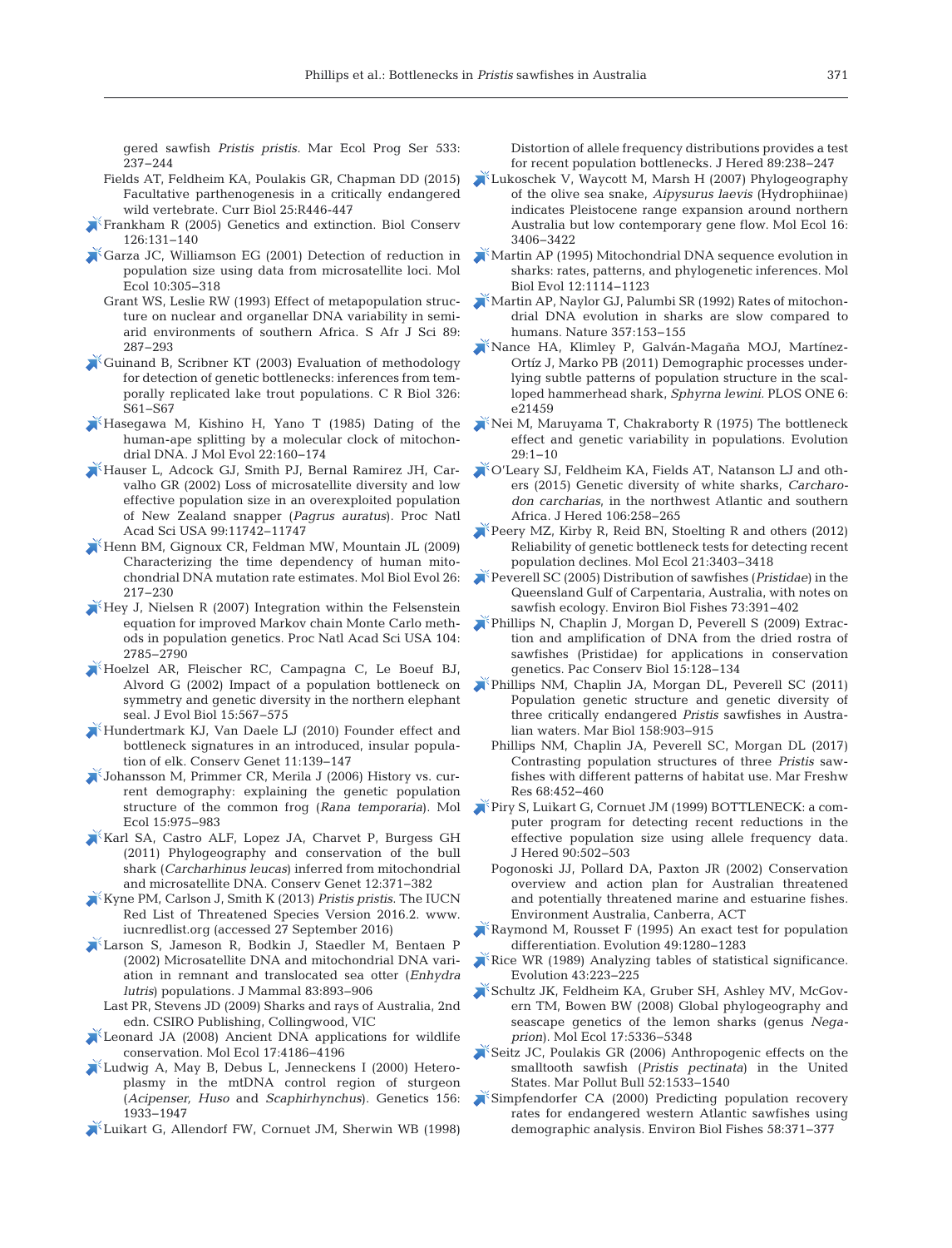gered sawfish *Pristis pristis.* Mar Ecol Prog Ser 533: 237–244

Fields AT, Feldheim KA, Poulakis GR, Chapman DD (2015) Facultative parthenogenesis in a critically endangered wild vertebrate. Curr Biol 25:R446-447

Frankham R (2005) Genetics and extinction. Biol Conserv 126:131–140

Garza JC, Williamson EG (2001) Detection of reduction in population size using data from microsatellite loci. Mol Ecol 10:305–318

Grant WS, Leslie RW (1993) Effect of metapopulation structure on nuclear and organellar DNA variability in semiarid environments of southern Africa. S Afr J Sci 89: 287–293

Guinand B, Scribner KT (2003) Evaluation of methodology for detection of genetic bottlenecks: inferences from temporally replicated lake trout populations. C R Biol 326: S61–S67

Hasegawa M, Kishino H, Yano T (1985) Dating of the human-ape splitting by a molecular clock of mitochondrial DNA. J Mol Evol 22:160–174

Hauser L, Adcock GJ, Smith PJ, Bernal Ramirez JH, Carvalho GR (2002) Loss of microsatellite diversity and low effective population size in an overexploited population of New Zealand snapper (*Pagrus auratus*). Proc Natl Acad Sci USA 99:11742–11747

Henn BM, Gignoux CR, Feldman MW, Mountain JL (2009) Characterizing the time dependency of human mitochondrial DNA mutation rate estimates. Mol Biol Evol 26: 217–230

Hey J, Nielsen R (2007) Integration within the Felsenstein equation for improved Markov chain Monte Carlo methods in population genetics. Proc Natl Acad Sci USA 104: 2785–2790

Hoelzel AR, Fleischer RC, Campagna C, Le Boeuf BJ, Alvord G (2002) Impact of a population bottleneck on symmetry and genetic diversity in the northern elephant seal. J Evol Biol 15:567–575

Hundertmark KJ, Van Daele LJ (2010) Founder effect and bottleneck signatures in an introduced, insular population of elk. Conserv Genet 11:139–147

Johansson M, Primmer CR, Merila J (2006) History vs. current demography: explaining the genetic population structure of the common frog (*Rana temporaria*). Mol Ecol 15:975–983

Karl SA, Castro ALF, Lopez JA, Charvet P, Burgess GH (2011) Phylogeography and conservation of the bull shark (*Carcharhinus leucas*) inferred from mitochondrial and microsatellite DNA. Conserv Genet 12:371–382

Kyne PM, Carlson J, Smith K (2013) *Pristis pristis.* The IUCN Red List of Threatened Species Version 2016.2. www.iucnredlist.org (accessed 27 September 2016)

Larson S, Jameson R, Bodkin J, Staedler M, Bentaen P (2002) Microsatellite DNA and mitochondrial DNA variation in remnant and translocated sea otter (*Enhydra lutris*) populations. J Mammal 83:893–906

Last PR, Stevens JD (2009) Sharks and rays of Australia, 2nd edn. CSIRO Publishing, Collingwood, VIC

Leonard JA (2008) Ancient DNA applications for wildlife conservation. Mol Ecol 17:4186–4196

Ludwig A, May B, Debus L, Jenneckens I (2000) Heteroplasmy in the mtDNA control region of sturgeon (*Acipenser, Huso* and *Scaphirhynchus*). Genetics 156: 1933–1947

Luikart G, Allendorf FW, Cornuet JM, Sherwin WB (1998) Distortion of allele frequency distributions provides a test for recent population bottlenecks. J Hered 89:238–247

Lukoschek V, Waycott M, Marsh H (2007) Phylogeography of the olive sea snake, *Aipysurus laevis* (Hydrophiinae) indicates Pleistocene range expansion around northern Australia but low contemporary gene flow. Mol Ecol 16: 3406–3422

Martin AP (1995) Mitochondrial DNA sequence evolution in sharks: rates, patterns, and phylogenetic inferences. Mol Biol Evol 12:1114–1123

Martin AP, Naylor GJ, Palumbi SR (1992) Rates of mitochondrial DNA evolution in sharks are slow compared to humans. Nature 357:153–155

Nance HA, Klimley P, Galván-Magaña MOJ, Martínez-Ortíz J, Marko PB (2011) Demographic processes underlying subtle patterns of population structure in the scalloped hammerhead shark, *Sphyrna lewini*. PLOS ONE 6: e21459

Nei M, Maruyama T, Chakraborty R (1975) The bottleneck effect and genetic variability in populations. Evolution 29:1–10

O'Leary SJ, Feldheim KA, Fields AT, Natanson LJ and others (2015) Genetic diversity of white sharks, *Carcharodon carcharias*, in the northwest Atlantic and southern Africa. J Hered 106:258–265

Peery MZ, Kirby R, Reid BN, Stoelting R and others (2012) Reliability of genetic bottleneck tests for detecting recent population declines. Mol Ecol 21:3403–3418

Peverell SC (2005) Distribution of sawfishes (*Pristidae*) in the Queensland Gulf of Carpentaria, Australia, with notes on sawfish ecology. Environ Biol Fishes 73:391–402

Phillips N, Chaplin J, Morgan D, Peverell S (2009) Extraction and amplification of DNA from the dried rostra of sawfishes (Pristidae) for applications in conservation genetics. Pac Conserv Biol 15:128–134

Phillips NM, Chaplin JA, Morgan DL, Peverell SC (2011) Population genetic structure and genetic diversity of three critically endangered *Pristis* sawfishes in Australian waters. Mar Biol 158:903–915

Phillips NM, Chaplin JA, Peverell SC, Morgan DL (2017) Contrasting population structures of three *Pristis* sawfishes with different patterns of habitat use. Mar Freshw Res 68:452–460

Piry S, Luikart G, Cornuet JM (1999) BOTTLENECK: a computer program for detecting recent reductions in the effective population size using allele frequency data. J Hered 90:502–503

Pogonoski JJ, Pollard DA, Paxton JR (2002) Conservation overview and action plan for Australian threatened and potentially threatened marine and estuarine fishes. Environment Australia, Canberra, ACT

Raymond M, Rousset F (1995) An exact test for population differentiation. Evolution 49:1280–1283

Rice WR (1989) Analyzing tables of statistical significance. Evolution 43:223–225

Schultz JK, Feldheim KA, Gruber SH, Ashley MV, McGovern TM, Bowen BW (2008) Global phylogeography and seascape genetics of the lemon sharks (genus *Negaprion*). Mol Ecol 17:5336–5348

Seitz JC, Poulakis GR (2006) Anthropogenic effects on the smalltooth sawfish (*Pristis pectinata*) in the United States. Mar Pollut Bull 52:1533–1540

Simpfendorfer CA (2000) Predicting population recovery rates for endangered western Atlantic sawfishes using demographic analysis. Environ Biol Fishes 58:371–377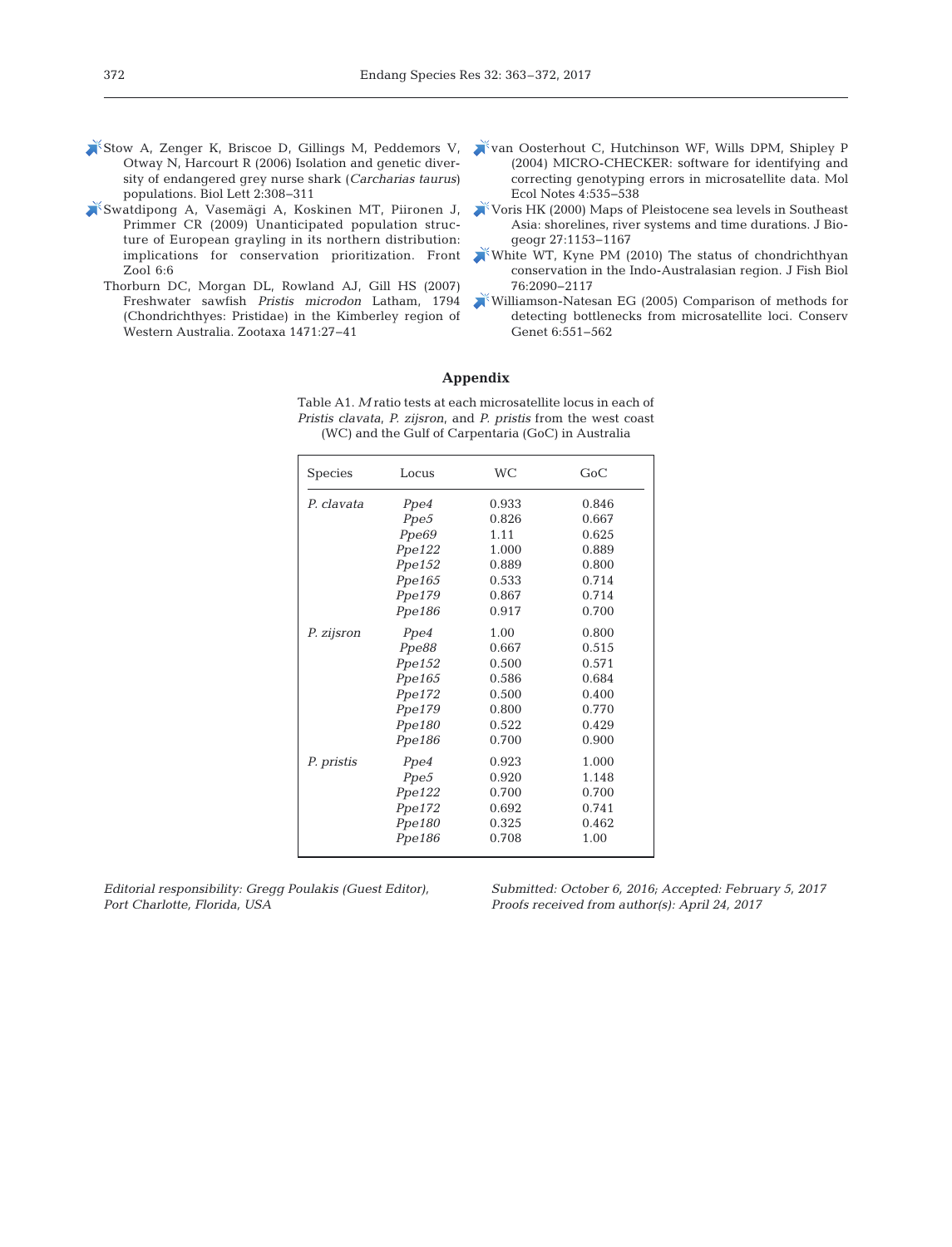Stow A, Zenger K, Briscoe D, Gillings M, Peddemors V, Otway N, Harcourt R (2006) Isolation and genetic diversity of endangered grey nurse shark (*Carcharias taurus*) populations. Biol Lett 2:308−311

Swatdipong A, Vasemägi A, Koskinen MT, Piironen J, Primmer CR (2009) Unanticipated population structure of European grayling in its northern distribution: implications for conservation prioritization. Front Zool 6:6

Thorburn DC, Morgan DL, Rowland AJ, Gill HS (2007) Freshwater sawfish *Pristis microdon* Latham, 1794 (Chondrichthyes: Pristidae) in the Kimberley region of Western Australia. Zootaxa 1471:27−41

van Oosterhout C, Hutchinson WF, Wills DPM, Shipley P (2004) MICRO-CHECKER: software for identifying and correcting genotyping errors in microsatellite data. Mol Ecol Notes 4:535−538

Voris HK (2000) Maps of Pleistocene sea levels in Southeast Asia: shorelines, river systems and time durations. J Biogeogr 27:1153−1167

White WT, Kyne PM (2010) The status of chondrichthyan conservation in the Indo-Australasian region. J Fish Biol 76:2090−2117

Williamson-Natesan EG (2005) Comparison of methods for detecting bottlenecks from microsatellite loci. Conserv Genet 6:551−562

## Appendix

Table A1. *M* ratio tests at each microsatellite locus in each of *Pristis clavata*, *P. zijsron*, and *P. pristis* from the west coast (WC) and the Gulf of Carpentaria (GoC) in Australia

| Species | Locus | WC | GoC |
|---|---|---|---|
| *P. clavata* | *Ppe4* | 0.933 | 0.846 |
| | *Ppe5* | 0.826 | 0.667 |
| | *Ppe69* | 1.11 | 0.625 |
| | *Ppe122* | 1.000 | 0.889 |
| | *Ppe152* | 0.889 | 0.800 |
| | *Ppe165* | 0.533 | 0.714 |
| | *Ppe179* | 0.867 | 0.714 |
| | *Ppe186* | 0.917 | 0.700 |
| *P. zijsron* | *Ppe4* | 1.00 | 0.800 |
| | *Ppe88* | 0.667 | 0.515 |
| | *Ppe152* | 0.500 | 0.571 |
| | *Ppe165* | 0.586 | 0.684 |
| | *Ppe172* | 0.500 | 0.400 |
| | *Ppe179* | 0.800 | 0.770 |
| | *Ppe180* | 0.522 | 0.429 |
| | *Ppe186* | 0.700 | 0.900 |
| *P. pristis* | *Ppe4* | 0.923 | 1.000 |
| | *Ppe5* | 0.920 | 1.148 |
| | *Ppe122* | 0.700 | 0.700 |
| | *Ppe172* | 0.692 | 0.741 |
| | *Ppe180* | 0.325 | 0.462 |
| | *Ppe186* | 0.708 | 1.00 |

*Editorial responsibility: Gregg Poulakis (Guest Editor), Port Charlotte, Florida, USA*

*Submitted: October 6, 2016; Accepted: February 5, 2017*
*Proofs received from author(s): April 24, 2017*